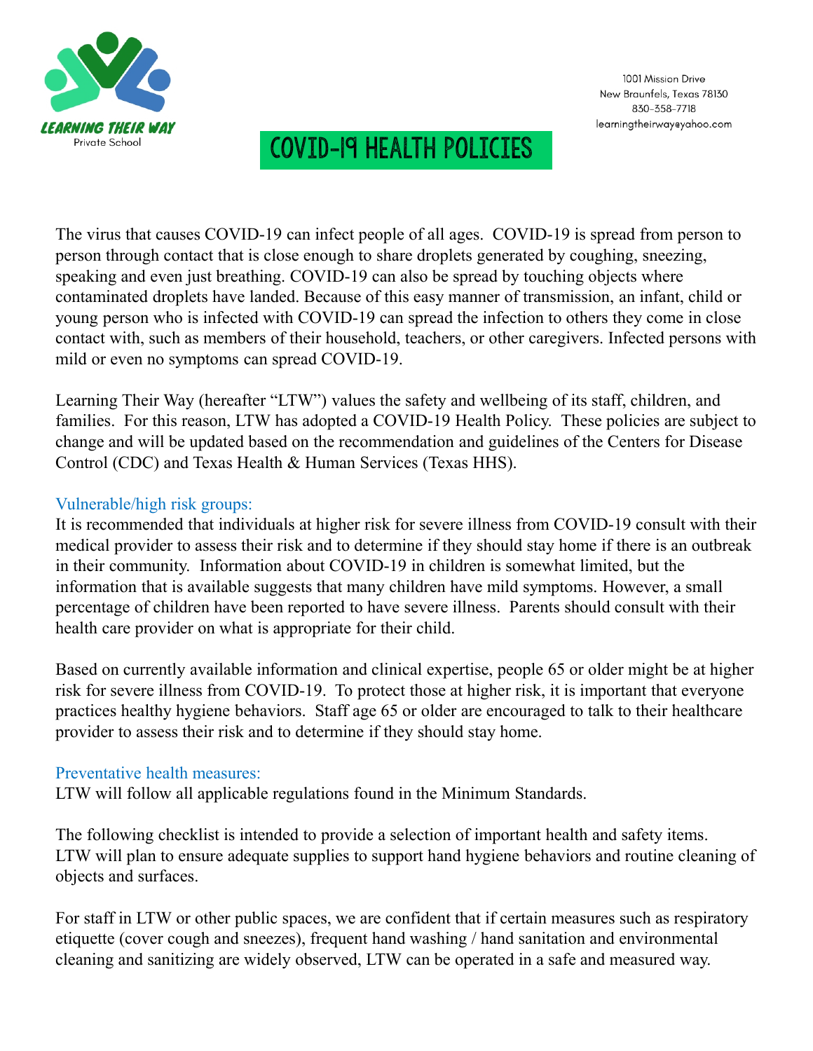LEARNING THEIR WAY
Private School

1001 Mission Drive
New Braunfels, Texas 78130
830-358-7718
learningtheirwayeyahoo.com

# COVID-19 HEALTH POLICIES

The virus that causes COVID-19 can infect people of all ages. COVID-19 is spread from person to person through contact that is close enough to share droplets generated by coughing, sneezing, speaking and even just breathing. COVID-19 can also be spread by touching objects where contaminated droplets have landed. Because of this easy manner of transmission, an infant, child or young person who is infected with COVID-19 can spread the infection to others they come in close contact with, such as members of their household, teachers, or other caregivers. Infected persons with mild or even no symptoms can spread COVID-19.

Learning Their Way (hereafter "LTW") values the safety and wellbeing of its staff, children, and families. For this reason, LTW has adopted a COVID-19 Health Policy. These policies are subject to change and will be updated based on the recommendation and guidelines of the Centers for Disease Control (CDC) and Texas Health & Human Services (Texas HHS).

## Vulnerable/high risk groups:

It is recommended that individuals at higher risk for severe illness from COVID-19 consult with their medical provider to assess their risk and to determine if they should stay home if there is an outbreak in their community. Information about COVID-19 in children is somewhat limited, but the information that is available suggests that many children have mild symptoms. However, a small percentage of children have been reported to have severe illness. Parents should consult with their health care provider on what is appropriate for their child.

Based on currently available information and clinical expertise, people 65 or older might be at higher risk for severe illness from COVID-19. To protect those at higher risk, it is important that everyone practices healthy hygiene behaviors. Staff age 65 or older are encouraged to talk to their healthcare provider to assess their risk and to determine if they should stay home.

## Preventative health measures:

LTW will follow all applicable regulations found in the Minimum Standards.

The following checklist is intended to provide a selection of important health and safety items. LTW will plan to ensure adequate supplies to support hand hygiene behaviors and routine cleaning of objects and surfaces.

For staff in LTW or other public spaces, we are confident that if certain measures such as respiratory etiquette (cover cough and sneezes), frequent hand washing / hand sanitation and environmental cleaning and sanitizing are widely observed, LTW can be operated in a safe and measured way.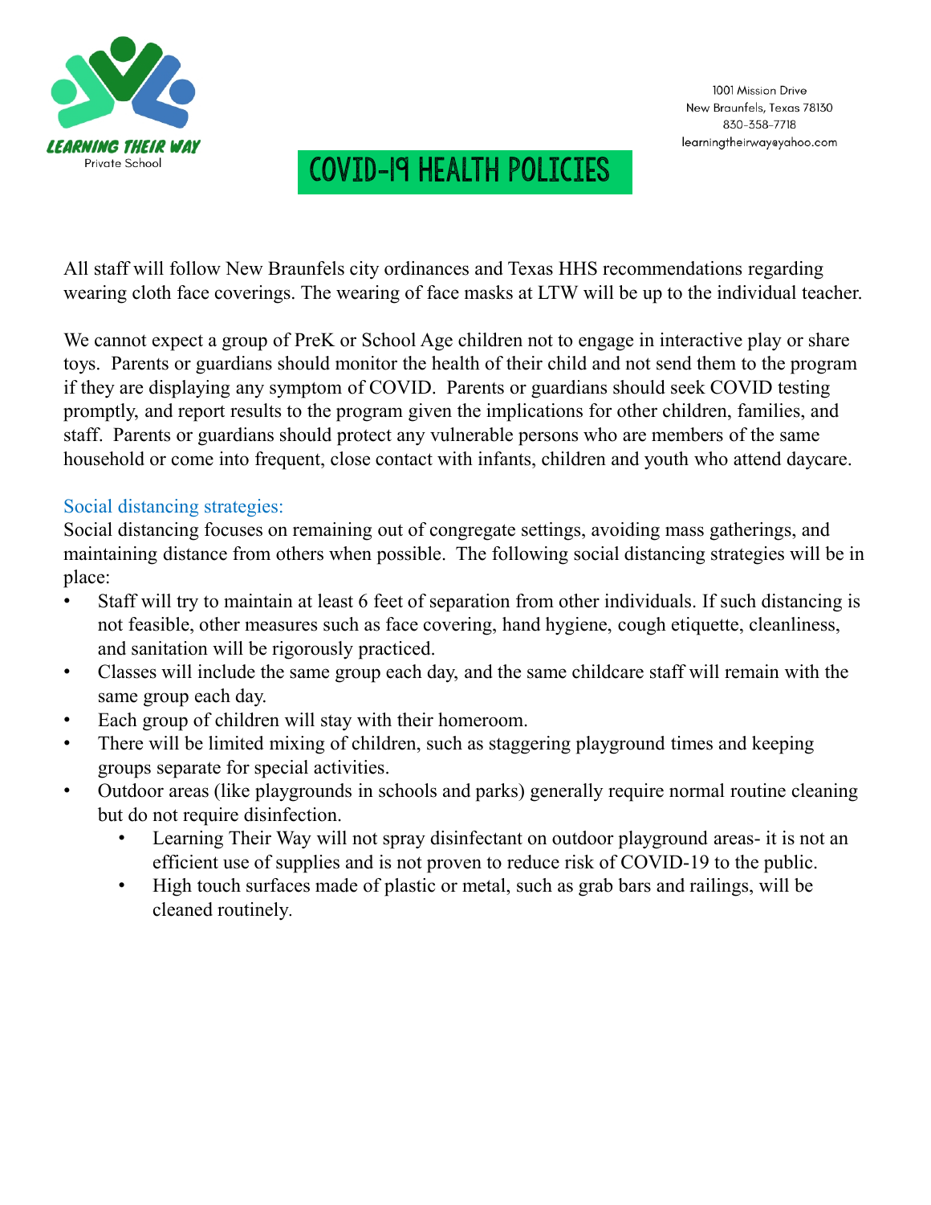LEARNING THEIR WAY
Private School

1001 Mission Drive
New Braunfels, Texas 78130
830-358-7718
learningtheirway@yahoo.com

# COVID-19 HEALTH POLICIES

All staff will follow New Braunfels city ordinances and Texas HHS recommendations regarding wearing cloth face coverings. The wearing of face masks at LTW will be up to the individual teacher.

We cannot expect a group of PreK or School Age children not to engage in interactive play or share toys. Parents or guardians should monitor the health of their child and not send them to the program if they are displaying any symptom of COVID. Parents or guardians should seek COVID testing promptly, and report results to the program given the implications for other children, families, and staff. Parents or guardians should protect any vulnerable persons who are members of the same household or come into frequent, close contact with infants, children and youth who attend daycare.

## Social distancing strategies:

Social distancing focuses on remaining out of congregate settings, avoiding mass gatherings, and maintaining distance from others when possible. The following social distancing strategies will be in place:

- Staff will try to maintain at least 6 feet of separation from other individuals. If such distancing is not feasible, other measures such as face covering, hand hygiene, cough etiquette, cleanliness, and sanitation will be rigorously practiced.
- Classes will include the same group each day, and the same childcare staff will remain with the same group each day.
- Each group of children will stay with their homeroom.
- There will be limited mixing of children, such as staggering playground times and keeping groups separate for special activities.
- Outdoor areas (like playgrounds in schools and parks) generally require normal routine cleaning but do not require disinfection.
  - Learning Their Way will not spray disinfectant on outdoor playground areas- it is not an efficient use of supplies and is not proven to reduce risk of COVID-19 to the public.
  - High touch surfaces made of plastic or metal, such as grab bars and railings, will be cleaned routinely.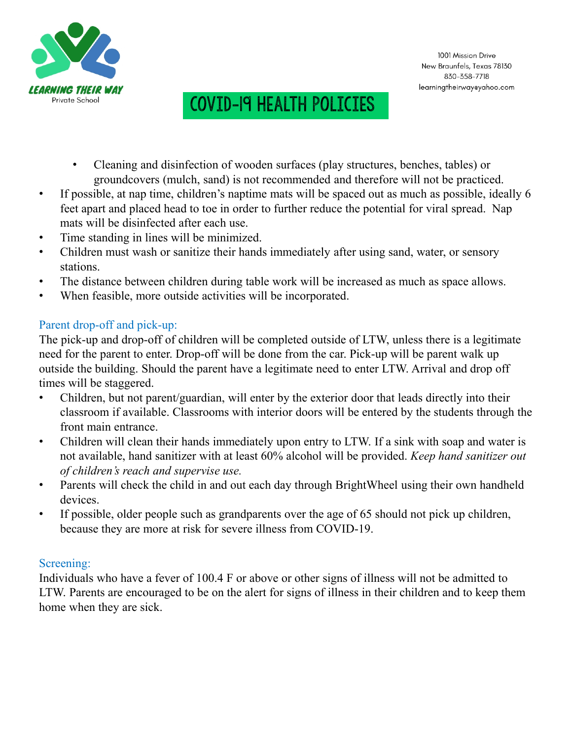Learning Their Way
Private School

1001 Mission Drive
New Braunfels, Texas 78130
830-358-7718
learningtheirwayeyahoo.com

# COVID-19 HEALTH POLICIES

- Cleaning and disinfection of wooden surfaces (play structures, benches, tables) or groundcovers (mulch, sand) is not recommended and therefore will not be practiced.

- If possible, at nap time, children's naptime mats will be spaced out as much as possible, ideally 6 feet apart and placed head to toe in order to further reduce the potential for viral spread. Nap mats will be disinfected after each use.
- Time standing in lines will be minimized.
- Children must wash or sanitize their hands immediately after using sand, water, or sensory stations.
- The distance between children during table work will be increased as much as space allows.
- When feasible, more outside activities will be incorporated.

## Parent drop-off and pick-up:

The pick-up and drop-off of children will be completed outside of LTW, unless there is a legitimate need for the parent to enter. Drop-off will be done from the car. Pick-up will be parent walk up outside the building. Should the parent have a legitimate need to enter LTW. Arrival and drop off times will be staggered.

- Children, but not parent/guardian, will enter by the exterior door that leads directly into their classroom if available. Classrooms with interior doors will be entered by the students through the front main entrance.
- Children will clean their hands immediately upon entry to LTW. If a sink with soap and water is not available, hand sanitizer with at least 60% alcohol will be provided. *Keep hand sanitizer out of children's reach and supervise use.*
- Parents will check the child in and out each day through BrightWheel using their own handheld devices.
- If possible, older people such as grandparents over the age of 65 should not pick up children, because they are more at risk for severe illness from COVID-19.

## Screening:

Individuals who have a fever of 100.4 F or above or other signs of illness will not be admitted to LTW. Parents are encouraged to be on the alert for signs of illness in their children and to keep them home when they are sick.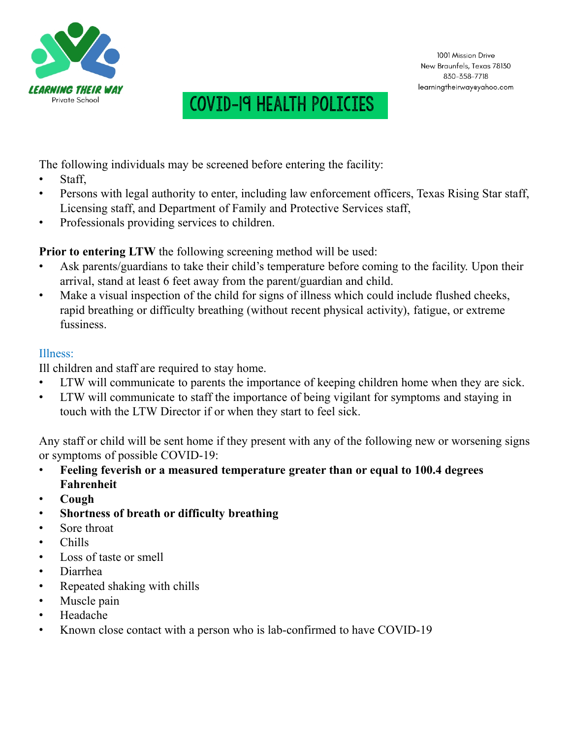LEARNING THEIR WAY
Private School

1001 Mission Drive
New Braunfels, Texas 78130
830-358-7718
learningtheirwayeyahoo.com

# COVID-19 HEALTH POLICIES

The following individuals may be screened before entering the facility:

- Staff,
- Persons with legal authority to enter, including law enforcement officers, Texas Rising Star staff, Licensing staff, and Department of Family and Protective Services staff,
- Professionals providing services to children.

**Prior to entering LTW** the following screening method will be used:

- Ask parents/guardians to take their child's temperature before coming to the facility. Upon their arrival, stand at least 6 feet away from the parent/guardian and child.
- Make a visual inspection of the child for signs of illness which could include flushed cheeks, rapid breathing or difficulty breathing (without recent physical activity), fatigue, or extreme fussiness.

## Illness:

Ill children and staff are required to stay home.

- LTW will communicate to parents the importance of keeping children home when they are sick.
- LTW will communicate to staff the importance of being vigilant for symptoms and staying in touch with the LTW Director if or when they start to feel sick.

Any staff or child will be sent home if they present with any of the following new or worsening signs or symptoms of possible COVID-19:

- **Feeling feverish or a measured temperature greater than or equal to 100.4 degrees Fahrenheit**
- **Cough**
- **Shortness of breath or difficulty breathing**
- Sore throat
- Chills
- Loss of taste or smell
- Diarrhea
- Repeated shaking with chills
- Muscle pain
- Headache
- Known close contact with a person who is lab-confirmed to have COVID-19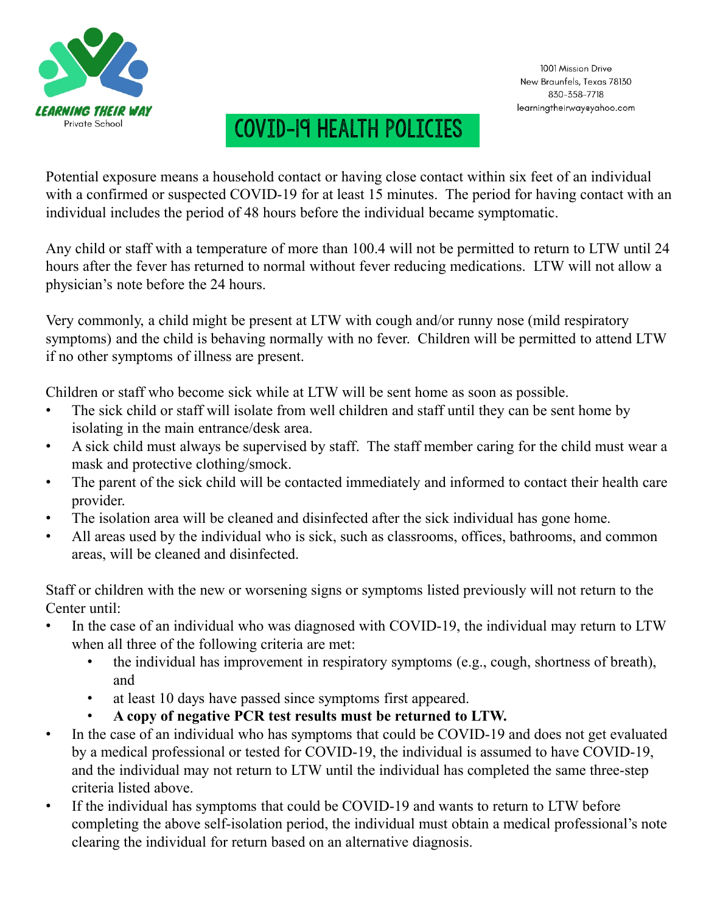LEARNING THEIR WAY
Private School

1001 Mission Drive
New Braunfels, Texas 78130
830-358-7718
learningtheirway@yahoo.com

# COVID-19 HEALTH POLICIES

Potential exposure means a household contact or having close contact within six feet of an individual with a confirmed or suspected COVID-19 for at least 15 minutes. The period for having contact with an individual includes the period of 48 hours before the individual became symptomatic.

Any child or staff with a temperature of more than 100.4 will not be permitted to return to LTW until 24 hours after the fever has returned to normal without fever reducing medications. LTW will not allow a physician's note before the 24 hours.

Very commonly, a child might be present at LTW with cough and/or runny nose (mild respiratory symptoms) and the child is behaving normally with no fever. Children will be permitted to attend LTW if no other symptoms of illness are present.

Children or staff who become sick while at LTW will be sent home as soon as possible.

- The sick child or staff will isolate from well children and staff until they can be sent home by isolating in the main entrance/desk area.
- A sick child must always be supervised by staff. The staff member caring for the child must wear a mask and protective clothing/smock.
- The parent of the sick child will be contacted immediately and informed to contact their health care provider.
- The isolation area will be cleaned and disinfected after the sick individual has gone home.
- All areas used by the individual who is sick, such as classrooms, offices, bathrooms, and common areas, will be cleaned and disinfected.

Staff or children with the new or worsening signs or symptoms listed previously will not return to the Center until:

- In the case of an individual who was diagnosed with COVID-19, the individual may return to LTW when all three of the following criteria are met:
  - the individual has improvement in respiratory symptoms (e.g., cough, shortness of breath), and
  - at least 10 days have passed since symptoms first appeared.
  - **A copy of negative PCR test results must be returned to LTW.**
- In the case of an individual who has symptoms that could be COVID-19 and does not get evaluated by a medical professional or tested for COVID-19, the individual is assumed to have COVID-19, and the individual may not return to LTW until the individual has completed the same three-step criteria listed above.
- If the individual has symptoms that could be COVID-19 and wants to return to LTW before completing the above self-isolation period, the individual must obtain a medical professional's note clearing the individual for return based on an alternative diagnosis.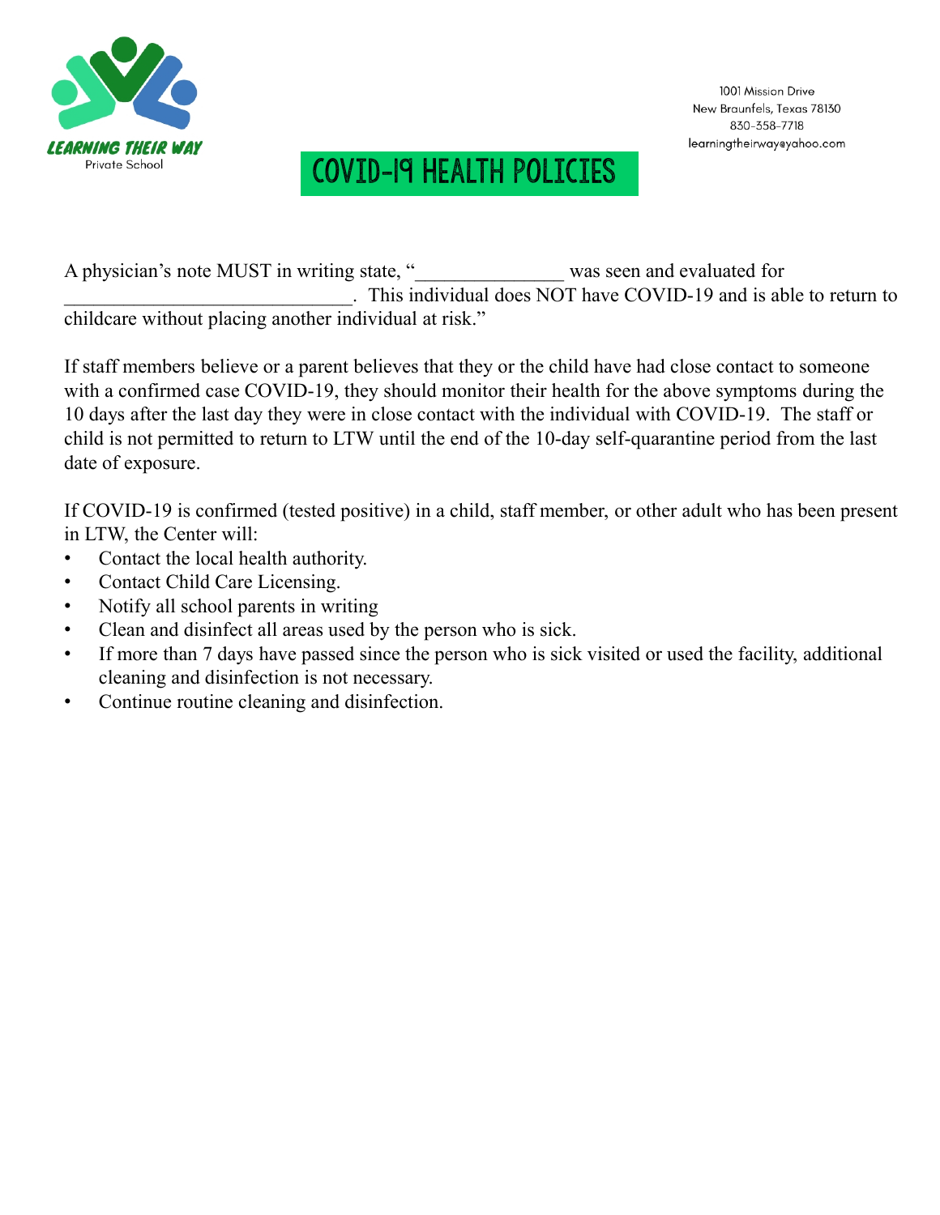LEARNING THEIR WAY
Private School

1001 Mission Drive
New Braunfels, Texas 78130
830-358-7718
learningtheirwayeyahoo.com

# COVID-19 HEALTH POLICIES

A physician's note MUST in writing state, "______________ was seen and evaluated for ____________________________. This individual does NOT have COVID-19 and is able to return to childcare without placing another individual at risk."

If staff members believe or a parent believes that they or the child have had close contact to someone with a confirmed case COVID-19, they should monitor their health for the above symptoms during the 10 days after the last day they were in close contact with the individual with COVID-19. The staff or child is not permitted to return to LTW until the end of the 10-day self-quarantine period from the last date of exposure.

If COVID-19 is confirmed (tested positive) in a child, staff member, or other adult who has been present in LTW, the Center will:

- Contact the local health authority.
- Contact Child Care Licensing.
- Notify all school parents in writing
- Clean and disinfect all areas used by the person who is sick.
- If more than 7 days have passed since the person who is sick visited or used the facility, additional cleaning and disinfection is not necessary.
- Continue routine cleaning and disinfection.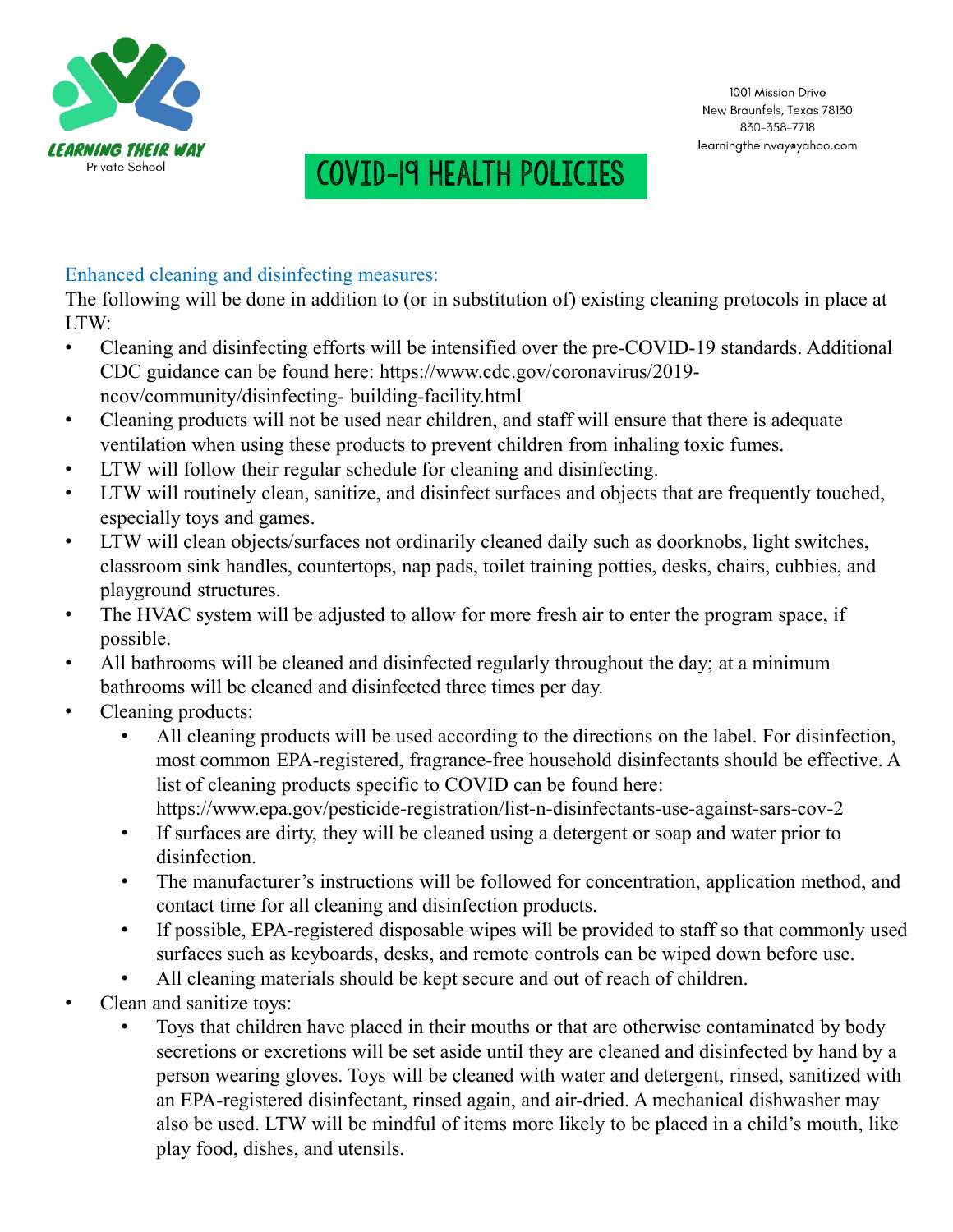LEARNING THEIR WAY
Private School

1001 Mission Drive
New Braunfels, Texas 78130
830-358-7718
learningtheirwayeyahoo.com

# COVID-19 HEALTH POLICIES

## Enhanced cleaning and disinfecting measures:

The following will be done in addition to (or in substitution of) existing cleaning protocols in place at LTW:

- Cleaning and disinfecting efforts will be intensified over the pre-COVID-19 standards. Additional CDC guidance can be found here: https://www.cdc.gov/coronavirus/2019-ncov/community/disinfecting- building-facility.html
- Cleaning products will not be used near children, and staff will ensure that there is adequate ventilation when using these products to prevent children from inhaling toxic fumes.
- LTW will follow their regular schedule for cleaning and disinfecting.
- LTW will routinely clean, sanitize, and disinfect surfaces and objects that are frequently touched, especially toys and games.
- LTW will clean objects/surfaces not ordinarily cleaned daily such as doorknobs, light switches, classroom sink handles, countertops, nap pads, toilet training potties, desks, chairs, cubbies, and playground structures.
- The HVAC system will be adjusted to allow for more fresh air to enter the program space, if possible.
- All bathrooms will be cleaned and disinfected regularly throughout the day; at a minimum bathrooms will be cleaned and disinfected three times per day.
- Cleaning products:
  - All cleaning products will be used according to the directions on the label. For disinfection, most common EPA-registered, fragrance-free household disinfectants should be effective. A list of cleaning products specific to COVID can be found here: https://www.epa.gov/pesticide-registration/list-n-disinfectants-use-against-sars-cov-2
  - If surfaces are dirty, they will be cleaned using a detergent or soap and water prior to disinfection.
  - The manufacturer's instructions will be followed for concentration, application method, and contact time for all cleaning and disinfection products.
  - If possible, EPA-registered disposable wipes will be provided to staff so that commonly used surfaces such as keyboards, desks, and remote controls can be wiped down before use.
  - All cleaning materials should be kept secure and out of reach of children.
- Clean and sanitize toys:
  - Toys that children have placed in their mouths or that are otherwise contaminated by body secretions or excretions will be set aside until they are cleaned and disinfected by hand by a person wearing gloves. Toys will be cleaned with water and detergent, rinsed, sanitized with an EPA-registered disinfectant, rinsed again, and air-dried. A mechanical dishwasher may also be used. LTW will be mindful of items more likely to be placed in a child's mouth, like play food, dishes, and utensils.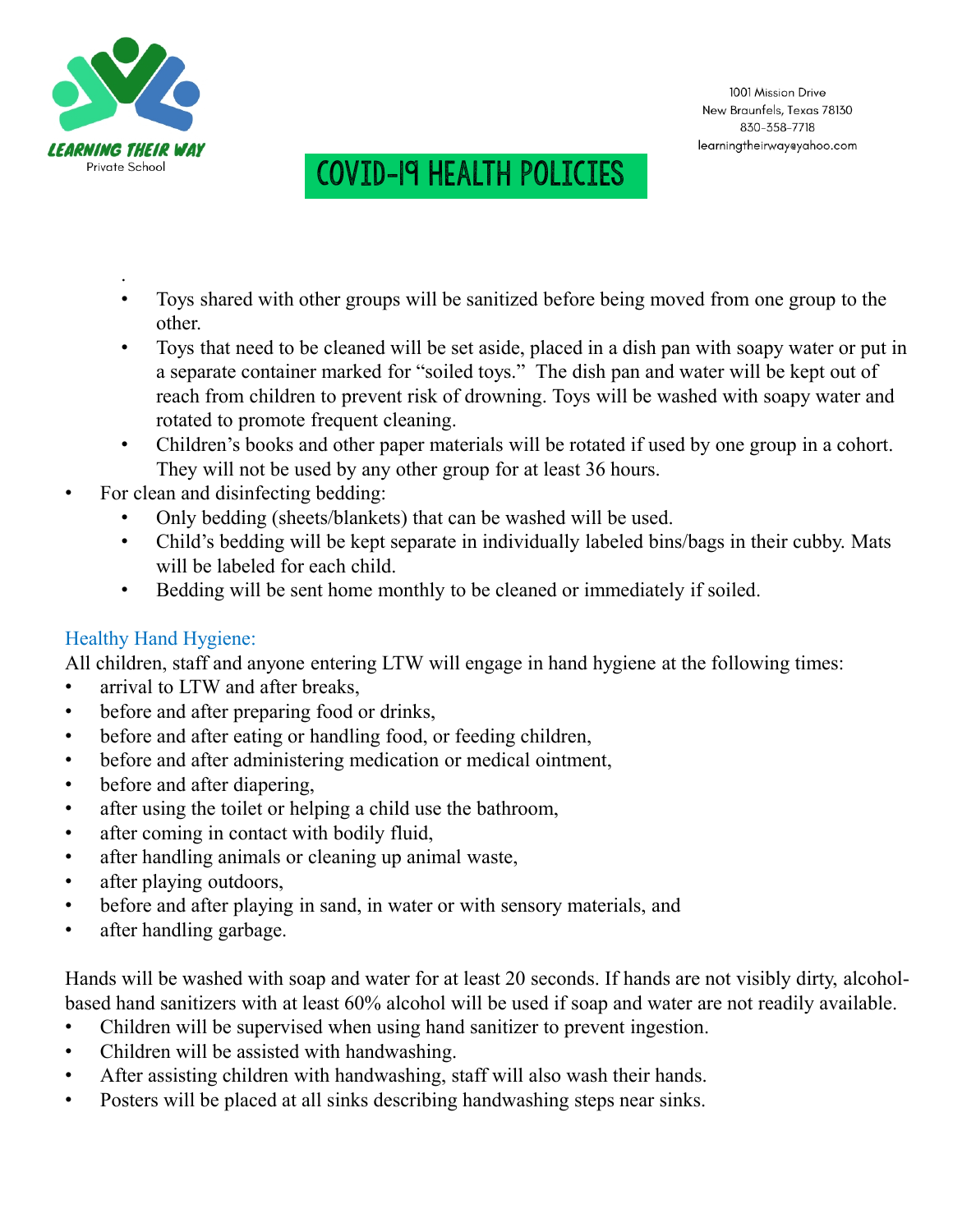Learning Their Way
Private School

1001 Mission Drive
New Braunfels, Texas 78130
830-358-7718
learningtheirwayeyahoo.com

# COVID-19 HEALTH POLICIES

  - Toys shared with other groups will be sanitized before being moved from one group to the other.
  - Toys that need to be cleaned will be set aside, placed in a dish pan with soapy water or put in a separate container marked for "soiled toys." The dish pan and water will be kept out of reach from children to prevent risk of drowning. Toys will be washed with soapy water and rotated to promote frequent cleaning.
  - Children's books and other paper materials will be rotated if used by one group in a cohort. They will not be used by any other group for at least 36 hours.
- For clean and disinfecting bedding:
  - Only bedding (sheets/blankets) that can be washed will be used.
  - Child's bedding will be kept separate in individually labeled bins/bags in their cubby. Mats will be labeled for each child.
  - Bedding will be sent home monthly to be cleaned or immediately if soiled.

## Healthy Hand Hygiene:

All children, staff and anyone entering LTW will engage in hand hygiene at the following times:

- arrival to LTW and after breaks,
- before and after preparing food or drinks,
- before and after eating or handling food, or feeding children,
- before and after administering medication or medical ointment,
- before and after diapering,
- after using the toilet or helping a child use the bathroom,
- after coming in contact with bodily fluid,
- after handling animals or cleaning up animal waste,
- after playing outdoors,
- before and after playing in sand, in water or with sensory materials, and
- after handling garbage.

Hands will be washed with soap and water for at least 20 seconds. If hands are not visibly dirty, alcohol-based hand sanitizers with at least 60% alcohol will be used if soap and water are not readily available.

- Children will be supervised when using hand sanitizer to prevent ingestion.
- Children will be assisted with handwashing.
- After assisting children with handwashing, staff will also wash their hands.
- Posters will be placed at all sinks describing handwashing steps near sinks.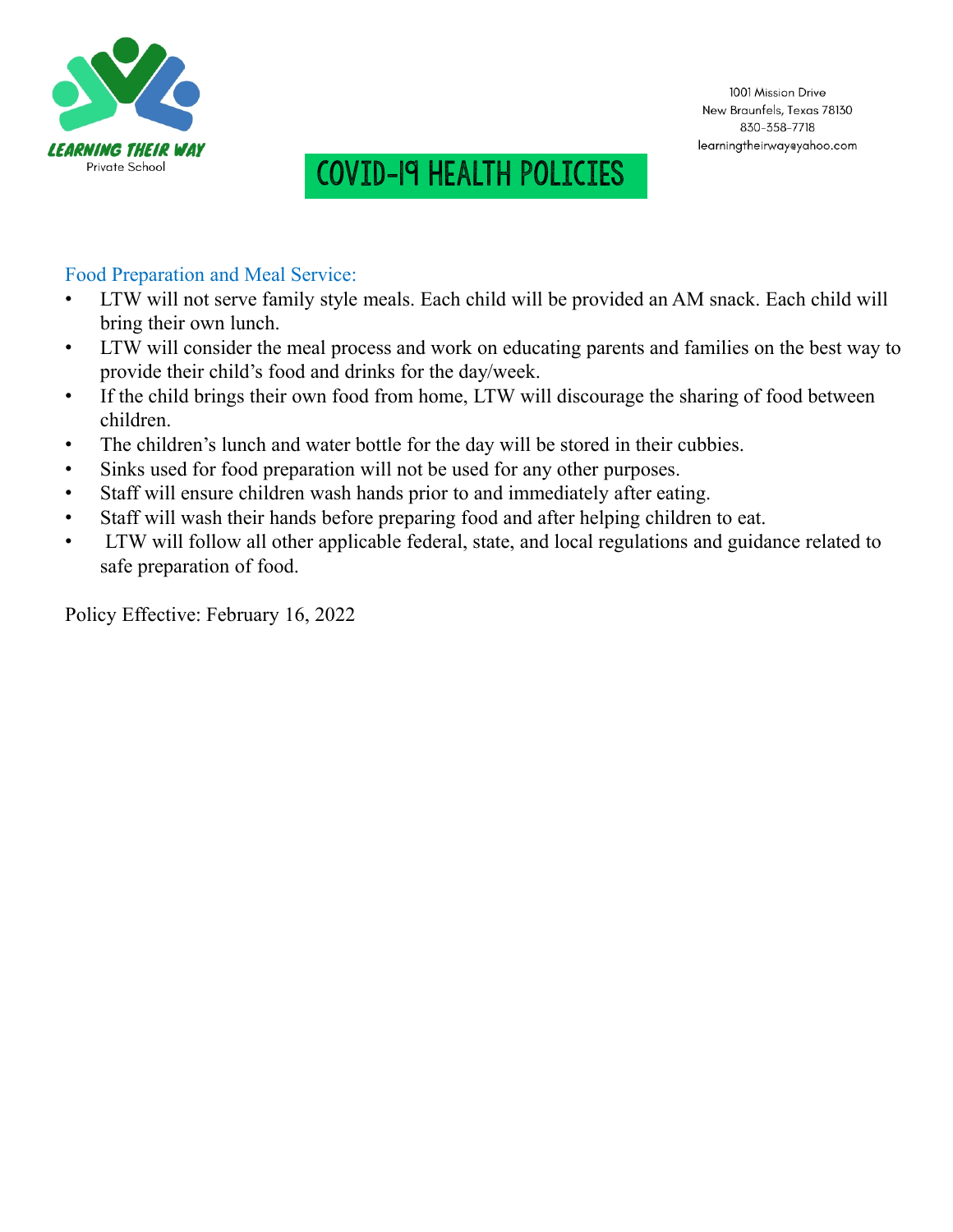LEARNING THEIR WAY
Private School

1001 Mission Drive
New Braunfels, Texas 78130
830-358-7718
learningtheirwayeyahoo.com

# COVID-19 HEALTH POLICIES

## Food Preparation and Meal Service:

- LTW will not serve family style meals. Each child will be provided an AM snack. Each child will bring their own lunch.
- LTW will consider the meal process and work on educating parents and families on the best way to provide their child's food and drinks for the day/week.
- If the child brings their own food from home, LTW will discourage the sharing of food between children.
- The children's lunch and water bottle for the day will be stored in their cubbies.
- Sinks used for food preparation will not be used for any other purposes.
- Staff will ensure children wash hands prior to and immediately after eating.
- Staff will wash their hands before preparing food and after helping children to eat.
- LTW will follow all other applicable federal, state, and local regulations and guidance related to safe preparation of food.

Policy Effective: February 16, 2022